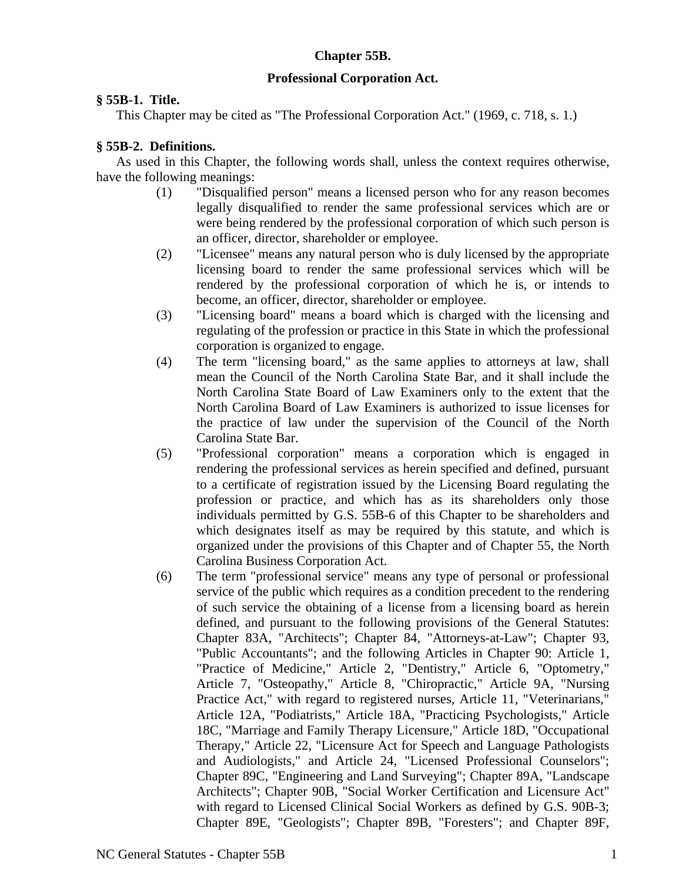# Chapter 55B.

## Professional Corporation Act.

### § 55B-1. Title.

This Chapter may be cited as "The Professional Corporation Act." (1969, c. 718, s. 1.)

### § 55B-2. Definitions.

As used in this Chapter, the following words shall, unless the context requires otherwise, have the following meanings:

(1) "Disqualified person" means a licensed person who for any reason becomes legally disqualified to render the same professional services which are or were being rendered by the professional corporation of which such person is an officer, director, shareholder or employee.

(2) "Licensee" means any natural person who is duly licensed by the appropriate licensing board to render the same professional services which will be rendered by the professional corporation of which he is, or intends to become, an officer, director, shareholder or employee.

(3) "Licensing board" means a board which is charged with the licensing and regulating of the profession or practice in this State in which the professional corporation is organized to engage.

(4) The term "licensing board," as the same applies to attorneys at law, shall mean the Council of the North Carolina State Bar, and it shall include the North Carolina State Board of Law Examiners only to the extent that the North Carolina Board of Law Examiners is authorized to issue licenses for the practice of law under the supervision of the Council of the North Carolina State Bar.

(5) "Professional corporation" means a corporation which is engaged in rendering the professional services as herein specified and defined, pursuant to a certificate of registration issued by the Licensing Board regulating the profession or practice, and which has as its shareholders only those individuals permitted by G.S. 55B-6 of this Chapter to be shareholders and which designates itself as may be required by this statute, and which is organized under the provisions of this Chapter and of Chapter 55, the North Carolina Business Corporation Act.

(6) The term "professional service" means any type of personal or professional service of the public which requires as a condition precedent to the rendering of such service the obtaining of a license from a licensing board as herein defined, and pursuant to the following provisions of the General Statutes: Chapter 83A, "Architects"; Chapter 84, "Attorneys-at-Law"; Chapter 93, "Public Accountants"; and the following Articles in Chapter 90: Article 1, "Practice of Medicine," Article 2, "Dentistry," Article 6, "Optometry," Article 7, "Osteopathy," Article 8, "Chiropractic," Article 9A, "Nursing Practice Act," with regard to registered nurses, Article 11, "Veterinarians," Article 12A, "Podiatrists," Article 18A, "Practicing Psychologists," Article 18C, "Marriage and Family Therapy Licensure," Article 18D, "Occupational Therapy," Article 22, "Licensure Act for Speech and Language Pathologists and Audiologists," and Article 24, "Licensed Professional Counselors"; Chapter 89C, "Engineering and Land Surveying"; Chapter 89A, "Landscape Architects"; Chapter 90B, "Social Worker Certification and Licensure Act" with regard to Licensed Clinical Social Workers as defined by G.S. 90B-3; Chapter 89E, "Geologists"; Chapter 89B, "Foresters"; and Chapter 89F,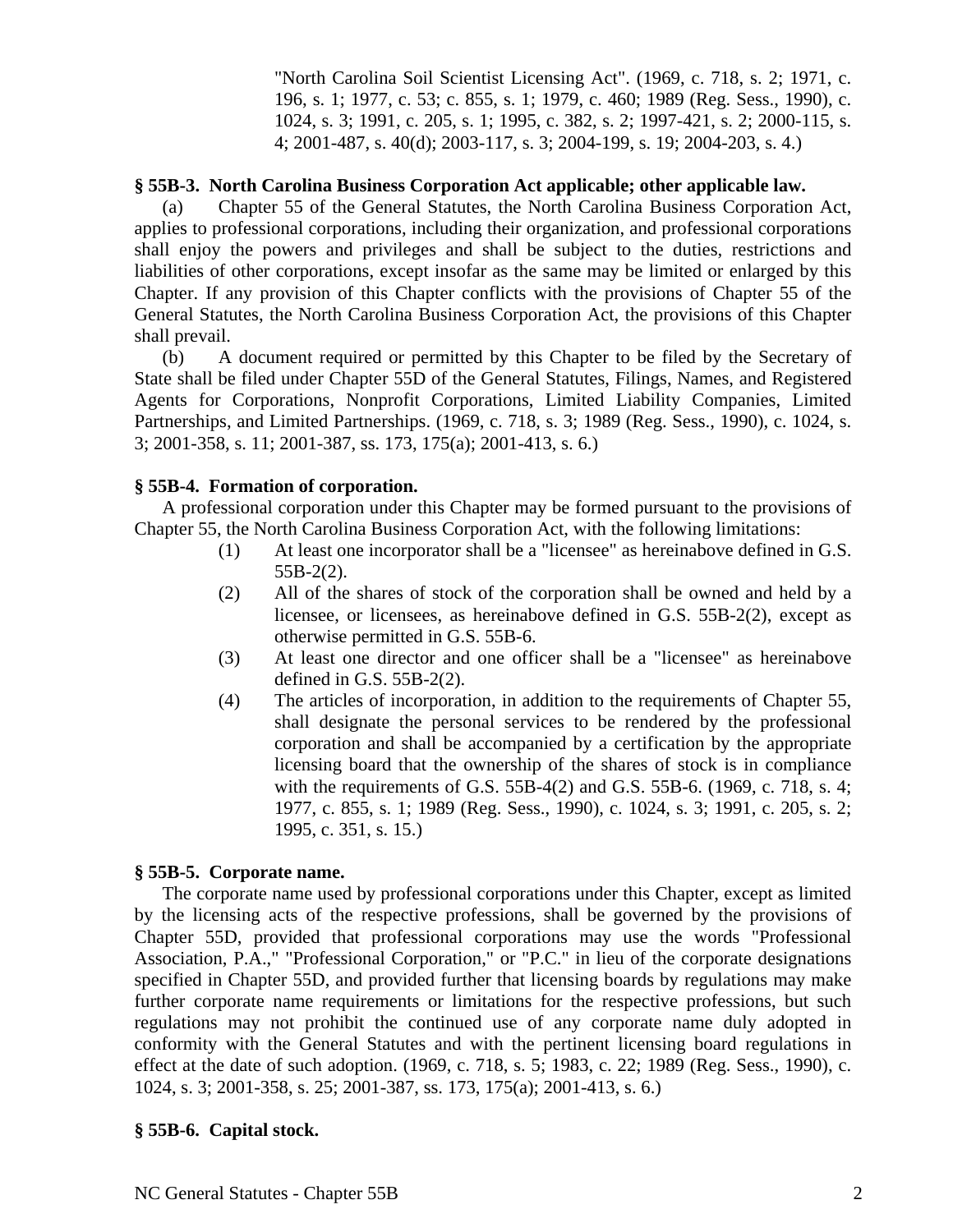"North Carolina Soil Scientist Licensing Act". (1969, c. 718, s. 2; 1971, c. 196, s. 1; 1977, c. 53; c. 855, s. 1; 1979, c. 460; 1989 (Reg. Sess., 1990), c. 1024, s. 3; 1991, c. 205, s. 1; 1995, c. 382, s. 2; 1997-421, s. 2; 2000-115, s. 4; 2001-487, s. 40(d); 2003-117, s. 3; 2004-199, s. 19; 2004-203, s. 4.)

**§ 55B-3. North Carolina Business Corporation Act applicable; other applicable law.**

(a) Chapter 55 of the General Statutes, the North Carolina Business Corporation Act, applies to professional corporations, including their organization, and professional corporations shall enjoy the powers and privileges and shall be subject to the duties, restrictions and liabilities of other corporations, except insofar as the same may be limited or enlarged by this Chapter. If any provision of this Chapter conflicts with the provisions of Chapter 55 of the General Statutes, the North Carolina Business Corporation Act, the provisions of this Chapter shall prevail.

(b) A document required or permitted by this Chapter to be filed by the Secretary of State shall be filed under Chapter 55D of the General Statutes, Filings, Names, and Registered Agents for Corporations, Nonprofit Corporations, Limited Liability Companies, Limited Partnerships, and Limited Partnerships. (1969, c. 718, s. 3; 1989 (Reg. Sess., 1990), c. 1024, s. 3; 2001-358, s. 11; 2001-387, ss. 173, 175(a); 2001-413, s. 6.)

**§ 55B-4. Formation of corporation.**

A professional corporation under this Chapter may be formed pursuant to the provisions of Chapter 55, the North Carolina Business Corporation Act, with the following limitations:

(1) At least one incorporator shall be a "licensee" as hereinabove defined in G.S. 55B-2(2).

(2) All of the shares of stock of the corporation shall be owned and held by a licensee, or licensees, as hereinabove defined in G.S. 55B-2(2), except as otherwise permitted in G.S. 55B-6.

(3) At least one director and one officer shall be a "licensee" as hereinabove defined in G.S. 55B-2(2).

(4) The articles of incorporation, in addition to the requirements of Chapter 55, shall designate the personal services to be rendered by the professional corporation and shall be accompanied by a certification by the appropriate licensing board that the ownership of the shares of stock is in compliance with the requirements of G.S. 55B-4(2) and G.S. 55B-6. (1969, c. 718, s. 4; 1977, c. 855, s. 1; 1989 (Reg. Sess., 1990), c. 1024, s. 3; 1991, c. 205, s. 2; 1995, c. 351, s. 15.)

**§ 55B-5. Corporate name.**

The corporate name used by professional corporations under this Chapter, except as limited by the licensing acts of the respective professions, shall be governed by the provisions of Chapter 55D, provided that professional corporations may use the words "Professional Association, P.A.," "Professional Corporation," or "P.C." in lieu of the corporate designations specified in Chapter 55D, and provided further that licensing boards by regulations may make further corporate name requirements or limitations for the respective professions, but such regulations may not prohibit the continued use of any corporate name duly adopted in conformity with the General Statutes and with the pertinent licensing board regulations in effect at the date of such adoption. (1969, c. 718, s. 5; 1983, c. 22; 1989 (Reg. Sess., 1990), c. 1024, s. 3; 2001-358, s. 25; 2001-387, ss. 173, 175(a); 2001-413, s. 6.)

**§ 55B-6. Capital stock.**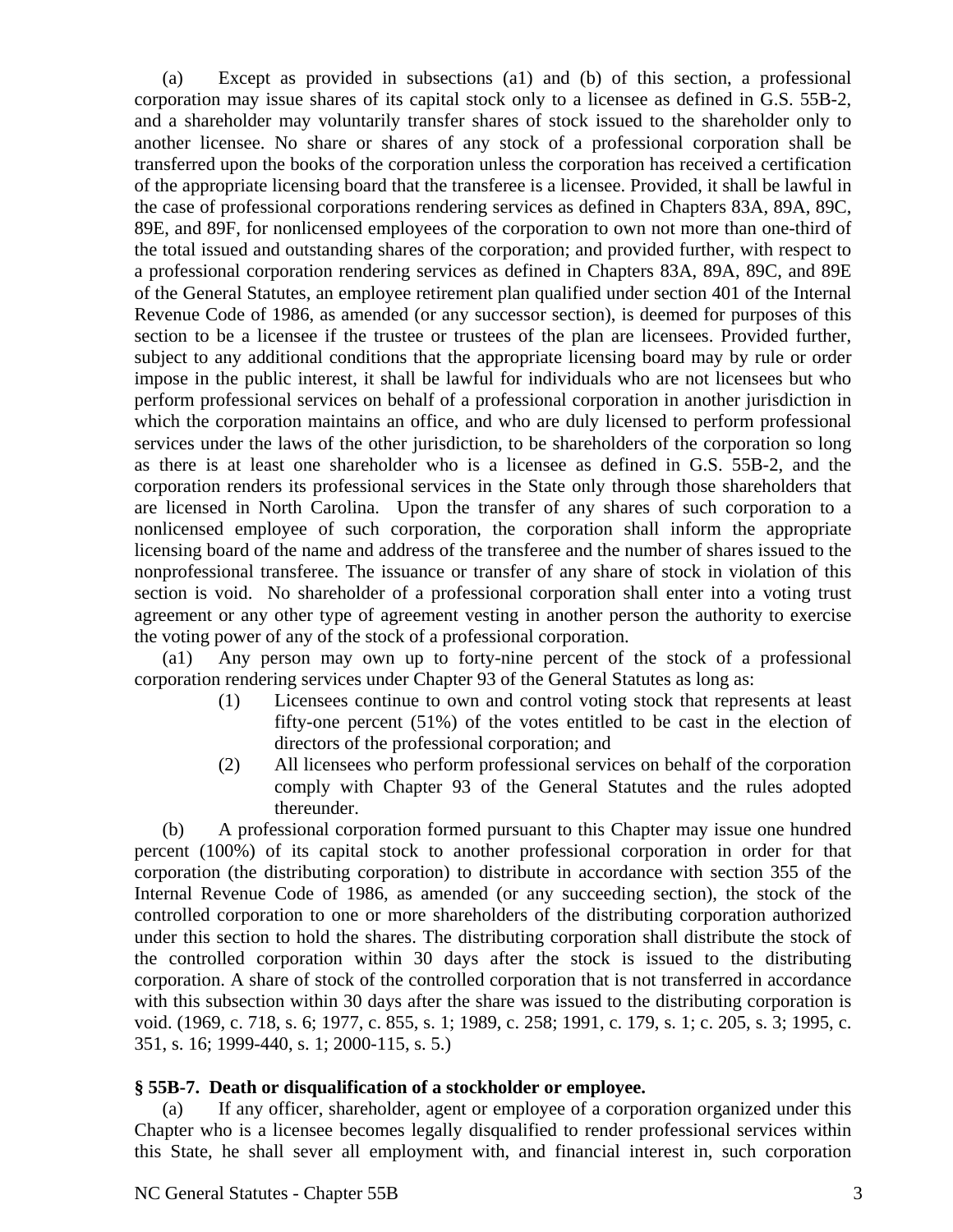(a) Except as provided in subsections (a1) and (b) of this section, a professional corporation may issue shares of its capital stock only to a licensee as defined in G.S. 55B-2, and a shareholder may voluntarily transfer shares of stock issued to the shareholder only to another licensee. No share or shares of any stock of a professional corporation shall be transferred upon the books of the corporation unless the corporation has received a certification of the appropriate licensing board that the transferee is a licensee. Provided, it shall be lawful in the case of professional corporations rendering services as defined in Chapters 83A, 89A, 89C, 89E, and 89F, for nonlicensed employees of the corporation to own not more than one-third of the total issued and outstanding shares of the corporation; and provided further, with respect to a professional corporation rendering services as defined in Chapters 83A, 89A, 89C, and 89E of the General Statutes, an employee retirement plan qualified under section 401 of the Internal Revenue Code of 1986, as amended (or any successor section), is deemed for purposes of this section to be a licensee if the trustee or trustees of the plan are licensees. Provided further, subject to any additional conditions that the appropriate licensing board may by rule or order impose in the public interest, it shall be lawful for individuals who are not licensees but who perform professional services on behalf of a professional corporation in another jurisdiction in which the corporation maintains an office, and who are duly licensed to perform professional services under the laws of the other jurisdiction, to be shareholders of the corporation so long as there is at least one shareholder who is a licensee as defined in G.S. 55B-2, and the corporation renders its professional services in the State only through those shareholders that are licensed in North Carolina. Upon the transfer of any shares of such corporation to a nonlicensed employee of such corporation, the corporation shall inform the appropriate licensing board of the name and address of the transferee and the number of shares issued to the nonprofessional transferee. The issuance or transfer of any share of stock in violation of this section is void. No shareholder of a professional corporation shall enter into a voting trust agreement or any other type of agreement vesting in another person the authority to exercise the voting power of any of the stock of a professional corporation.

(a1) Any person may own up to forty-nine percent of the stock of a professional corporation rendering services under Chapter 93 of the General Statutes as long as:

(1) Licensees continue to own and control voting stock that represents at least fifty-one percent (51%) of the votes entitled to be cast in the election of directors of the professional corporation; and

(2) All licensees who perform professional services on behalf of the corporation comply with Chapter 93 of the General Statutes and the rules adopted thereunder.

(b) A professional corporation formed pursuant to this Chapter may issue one hundred percent (100%) of its capital stock to another professional corporation in order for that corporation (the distributing corporation) to distribute in accordance with section 355 of the Internal Revenue Code of 1986, as amended (or any succeeding section), the stock of the controlled corporation to one or more shareholders of the distributing corporation authorized under this section to hold the shares. The distributing corporation shall distribute the stock of the controlled corporation within 30 days after the stock is issued to the distributing corporation. A share of stock of the controlled corporation that is not transferred in accordance with this subsection within 30 days after the share was issued to the distributing corporation is void. (1969, c. 718, s. 6; 1977, c. 855, s. 1; 1989, c. 258; 1991, c. 179, s. 1; c. 205, s. 3; 1995, c. 351, s. 16; 1999-440, s. 1; 2000-115, s. 5.)

**§ 55B-7. Death or disqualification of a stockholder or employee.**

(a) If any officer, shareholder, agent or employee of a corporation organized under this Chapter who is a licensee becomes legally disqualified to render professional services within this State, he shall sever all employment with, and financial interest in, such corporation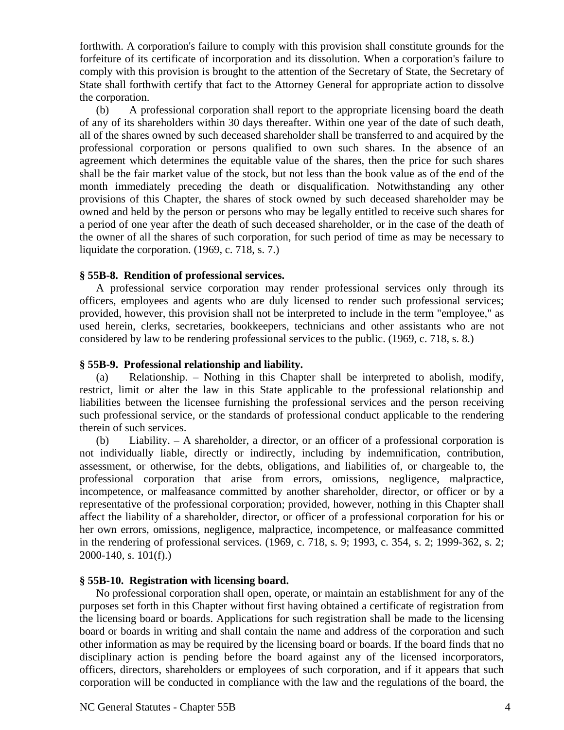forthwith. A corporation's failure to comply with this provision shall constitute grounds for the forfeiture of its certificate of incorporation and its dissolution. When a corporation's failure to comply with this provision is brought to the attention of the Secretary of State, the Secretary of State shall forthwith certify that fact to the Attorney General for appropriate action to dissolve the corporation.

(b) A professional corporation shall report to the appropriate licensing board the death of any of its shareholders within 30 days thereafter. Within one year of the date of such death, all of the shares owned by such deceased shareholder shall be transferred to and acquired by the professional corporation or persons qualified to own such shares. In the absence of an agreement which determines the equitable value of the shares, then the price for such shares shall be the fair market value of the stock, but not less than the book value as of the end of the month immediately preceding the death or disqualification. Notwithstanding any other provisions of this Chapter, the shares of stock owned by such deceased shareholder may be owned and held by the person or persons who may be legally entitled to receive such shares for a period of one year after the death of such deceased shareholder, or in the case of the death of the owner of all the shares of such corporation, for such period of time as may be necessary to liquidate the corporation. (1969, c. 718, s. 7.)

### § 55B-8. Rendition of professional services.

A professional service corporation may render professional services only through its officers, employees and agents who are duly licensed to render such professional services; provided, however, this provision shall not be interpreted to include in the term "employee," as used herein, clerks, secretaries, bookkeepers, technicians and other assistants who are not considered by law to be rendering professional services to the public. (1969, c. 718, s. 8.)

### § 55B-9. Professional relationship and liability.

(a) Relationship. – Nothing in this Chapter shall be interpreted to abolish, modify, restrict, limit or alter the law in this State applicable to the professional relationship and liabilities between the licensee furnishing the professional services and the person receiving such professional service, or the standards of professional conduct applicable to the rendering therein of such services.

(b) Liability. – A shareholder, a director, or an officer of a professional corporation is not individually liable, directly or indirectly, including by indemnification, contribution, assessment, or otherwise, for the debts, obligations, and liabilities of, or chargeable to, the professional corporation that arise from errors, omissions, negligence, malpractice, incompetence, or malfeasance committed by another shareholder, director, or officer or by a representative of the professional corporation; provided, however, nothing in this Chapter shall affect the liability of a shareholder, director, or officer of a professional corporation for his or her own errors, omissions, negligence, malpractice, incompetence, or malfeasance committed in the rendering of professional services. (1969, c. 718, s. 9; 1993, c. 354, s. 2; 1999-362, s. 2; 2000-140, s. 101(f).)

### § 55B-10. Registration with licensing board.

No professional corporation shall open, operate, or maintain an establishment for any of the purposes set forth in this Chapter without first having obtained a certificate of registration from the licensing board or boards. Applications for such registration shall be made to the licensing board or boards in writing and shall contain the name and address of the corporation and such other information as may be required by the licensing board or boards. If the board finds that no disciplinary action is pending before the board against any of the licensed incorporators, officers, directors, shareholders or employees of such corporation, and if it appears that such corporation will be conducted in compliance with the law and the regulations of the board, the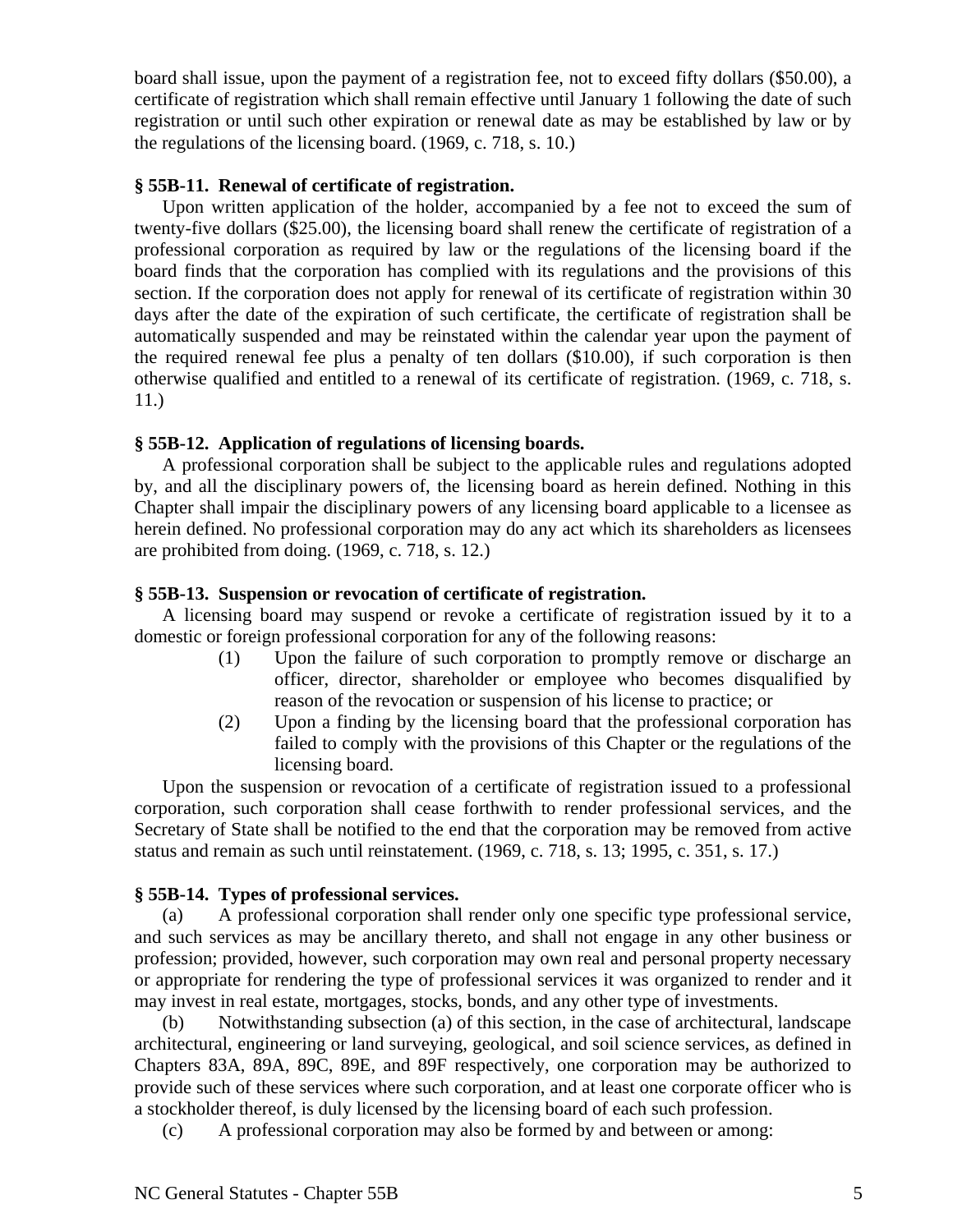board shall issue, upon the payment of a registration fee, not to exceed fifty dollars ($50.00), a certificate of registration which shall remain effective until January 1 following the date of such registration or until such other expiration or renewal date as may be established by law or by the regulations of the licensing board. (1969, c. 718, s. 10.)

**§ 55B-11. Renewal of certificate of registration.**

Upon written application of the holder, accompanied by a fee not to exceed the sum of twenty-five dollars ($25.00), the licensing board shall renew the certificate of registration of a professional corporation as required by law or the regulations of the licensing board if the board finds that the corporation has complied with its regulations and the provisions of this section. If the corporation does not apply for renewal of its certificate of registration within 30 days after the date of the expiration of such certificate, the certificate of registration shall be automatically suspended and may be reinstated within the calendar year upon the payment of the required renewal fee plus a penalty of ten dollars ($10.00), if such corporation is then otherwise qualified and entitled to a renewal of its certificate of registration. (1969, c. 718, s. 11.)

**§ 55B-12. Application of regulations of licensing boards.**

A professional corporation shall be subject to the applicable rules and regulations adopted by, and all the disciplinary powers of, the licensing board as herein defined. Nothing in this Chapter shall impair the disciplinary powers of any licensing board applicable to a licensee as herein defined. No professional corporation may do any act which its shareholders as licensees are prohibited from doing. (1969, c. 718, s. 12.)

**§ 55B-13. Suspension or revocation of certificate of registration.**

A licensing board may suspend or revoke a certificate of registration issued by it to a domestic or foreign professional corporation for any of the following reasons:

(1) Upon the failure of such corporation to promptly remove or discharge an officer, director, shareholder or employee who becomes disqualified by reason of the revocation or suspension of his license to practice; or

(2) Upon a finding by the licensing board that the professional corporation has failed to comply with the provisions of this Chapter or the regulations of the licensing board.

Upon the suspension or revocation of a certificate of registration issued to a professional corporation, such corporation shall cease forthwith to render professional services, and the Secretary of State shall be notified to the end that the corporation may be removed from active status and remain as such until reinstatement. (1969, c. 718, s. 13; 1995, c. 351, s. 17.)

**§ 55B-14. Types of professional services.**

(a) A professional corporation shall render only one specific type professional service, and such services as may be ancillary thereto, and shall not engage in any other business or profession; provided, however, such corporation may own real and personal property necessary or appropriate for rendering the type of professional services it was organized to render and it may invest in real estate, mortgages, stocks, bonds, and any other type of investments.

(b) Notwithstanding subsection (a) of this section, in the case of architectural, landscape architectural, engineering or land surveying, geological, and soil science services, as defined in Chapters 83A, 89A, 89C, 89E, and 89F respectively, one corporation may be authorized to provide such of these services where such corporation, and at least one corporate officer who is a stockholder thereof, is duly licensed by the licensing board of each such profession.

(c) A professional corporation may also be formed by and between or among: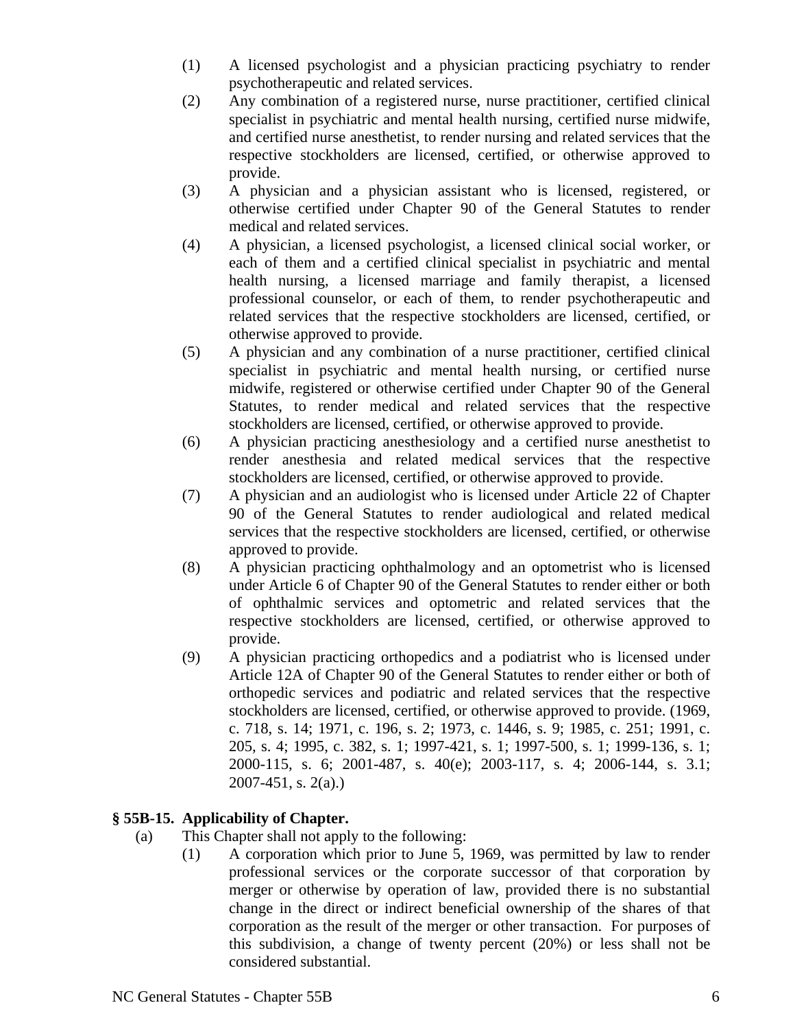(1) A licensed psychologist and a physician practicing psychiatry to render psychotherapeutic and related services.

(2) Any combination of a registered nurse, nurse practitioner, certified clinical specialist in psychiatric and mental health nursing, certified nurse midwife, and certified nurse anesthetist, to render nursing and related services that the respective stockholders are licensed, certified, or otherwise approved to provide.

(3) A physician and a physician assistant who is licensed, registered, or otherwise certified under Chapter 90 of the General Statutes to render medical and related services.

(4) A physician, a licensed psychologist, a licensed clinical social worker, or each of them and a certified clinical specialist in psychiatric and mental health nursing, a licensed marriage and family therapist, a licensed professional counselor, or each of them, to render psychotherapeutic and related services that the respective stockholders are licensed, certified, or otherwise approved to provide.

(5) A physician and any combination of a nurse practitioner, certified clinical specialist in psychiatric and mental health nursing, or certified nurse midwife, registered or otherwise certified under Chapter 90 of the General Statutes, to render medical and related services that the respective stockholders are licensed, certified, or otherwise approved to provide.

(6) A physician practicing anesthesiology and a certified nurse anesthetist to render anesthesia and related medical services that the respective stockholders are licensed, certified, or otherwise approved to provide.

(7) A physician and an audiologist who is licensed under Article 22 of Chapter 90 of the General Statutes to render audiological and related medical services that the respective stockholders are licensed, certified, or otherwise approved to provide.

(8) A physician practicing ophthalmology and an optometrist who is licensed under Article 6 of Chapter 90 of the General Statutes to render either or both of ophthalmic services and optometric and related services that the respective stockholders are licensed, certified, or otherwise approved to provide.

(9) A physician practicing orthopedics and a podiatrist who is licensed under Article 12A of Chapter 90 of the General Statutes to render either or both of orthopedic services and podiatric and related services that the respective stockholders are licensed, certified, or otherwise approved to provide. (1969, c. 718, s. 14; 1971, c. 196, s. 2; 1973, c. 1446, s. 9; 1985, c. 251; 1991, c. 205, s. 4; 1995, c. 382, s. 1; 1997-421, s. 1; 1997-500, s. 1; 1999-136, s. 1; 2000-115, s. 6; 2001-487, s. 40(e); 2003-117, s. 4; 2006-144, s. 3.1; 2007-451, s. 2(a).)

### § 55B-15. Applicability of Chapter.

(a) This Chapter shall not apply to the following:

(1) A corporation which prior to June 5, 1969, was permitted by law to render professional services or the corporate successor of that corporation by merger or otherwise by operation of law, provided there is no substantial change in the direct or indirect beneficial ownership of the shares of that corporation as the result of the merger or other transaction. For purposes of this subdivision, a change of twenty percent (20%) or less shall not be considered substantial.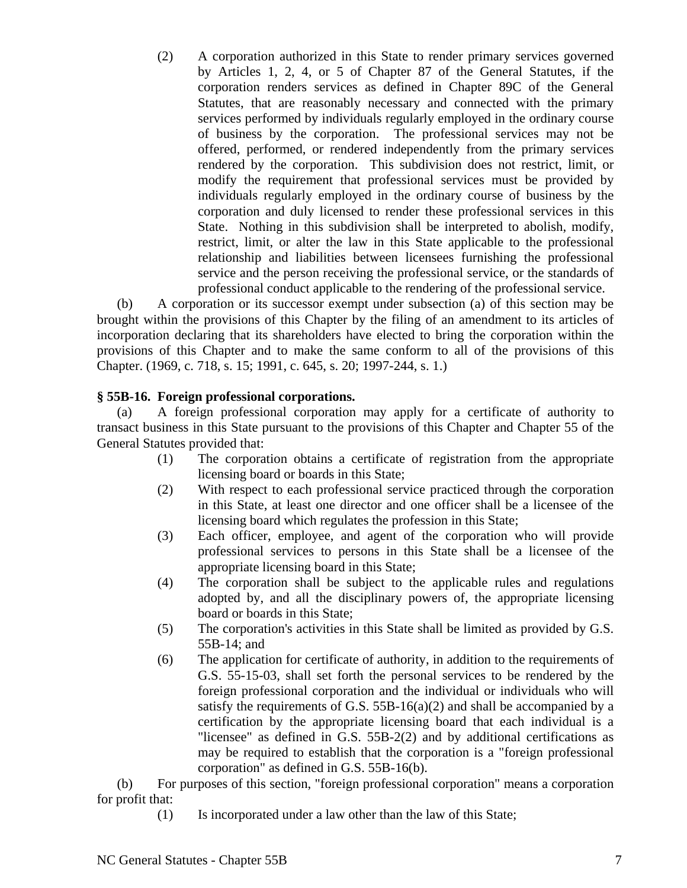(2) A corporation authorized in this State to render primary services governed by Articles 1, 2, 4, or 5 of Chapter 87 of the General Statutes, if the corporation renders services as defined in Chapter 89C of the General Statutes, that are reasonably necessary and connected with the primary services performed by individuals regularly employed in the ordinary course of business by the corporation. The professional services may not be offered, performed, or rendered independently from the primary services rendered by the corporation. This subdivision does not restrict, limit, or modify the requirement that professional services must be provided by individuals regularly employed in the ordinary course of business by the corporation and duly licensed to render these professional services in this State. Nothing in this subdivision shall be interpreted to abolish, modify, restrict, limit, or alter the law in this State applicable to the professional relationship and liabilities between licensees furnishing the professional service and the person receiving the professional service, or the standards of professional conduct applicable to the rendering of the professional service.

(b) A corporation or its successor exempt under subsection (a) of this section may be brought within the provisions of this Chapter by the filing of an amendment to its articles of incorporation declaring that its shareholders have elected to bring the corporation within the provisions of this Chapter and to make the same conform to all of the provisions of this Chapter. (1969, c. 718, s. 15; 1991, c. 645, s. 20; 1997-244, s. 1.)

**§ 55B-16. Foreign professional corporations.**

(a) A foreign professional corporation may apply for a certificate of authority to transact business in this State pursuant to the provisions of this Chapter and Chapter 55 of the General Statutes provided that:

(1) The corporation obtains a certificate of registration from the appropriate licensing board or boards in this State;

(2) With respect to each professional service practiced through the corporation in this State, at least one director and one officer shall be a licensee of the licensing board which regulates the profession in this State;

(3) Each officer, employee, and agent of the corporation who will provide professional services to persons in this State shall be a licensee of the appropriate licensing board in this State;

(4) The corporation shall be subject to the applicable rules and regulations adopted by, and all the disciplinary powers of, the appropriate licensing board or boards in this State;

(5) The corporation's activities in this State shall be limited as provided by G.S. 55B-14; and

(6) The application for certificate of authority, in addition to the requirements of G.S. 55-15-03, shall set forth the personal services to be rendered by the foreign professional corporation and the individual or individuals who will satisfy the requirements of G.S. 55B-16(a)(2) and shall be accompanied by a certification by the appropriate licensing board that each individual is a "licensee" as defined in G.S. 55B-2(2) and by additional certifications as may be required to establish that the corporation is a "foreign professional corporation" as defined in G.S. 55B-16(b).

(b) For purposes of this section, "foreign professional corporation" means a corporation for profit that:

(1) Is incorporated under a law other than the law of this State;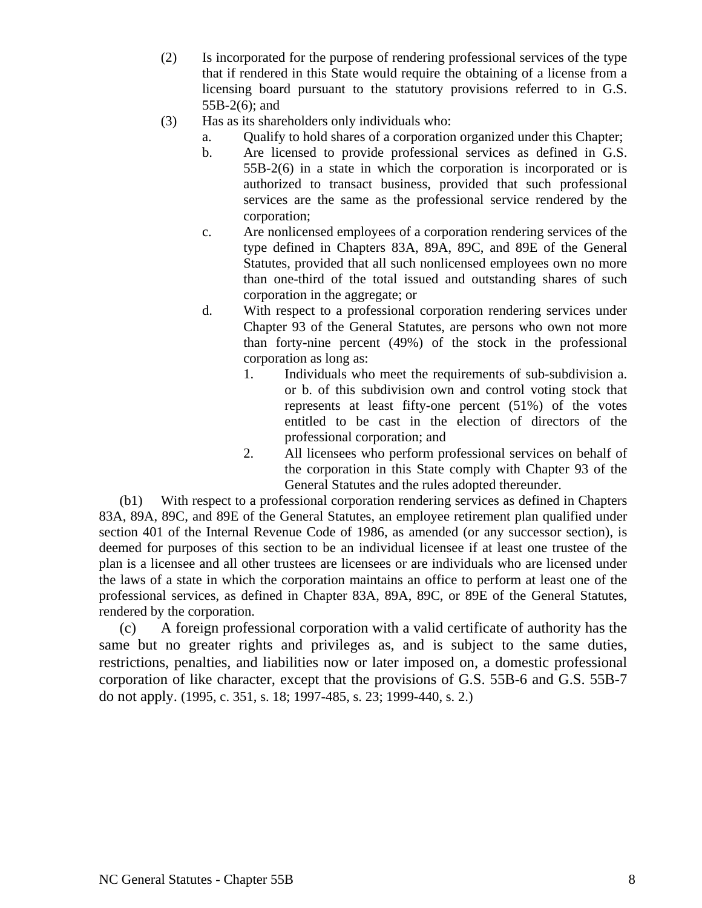(2) Is incorporated for the purpose of rendering professional services of the type that if rendered in this State would require the obtaining of a license from a licensing board pursuant to the statutory provisions referred to in G.S. 55B-2(6); and

(3) Has as its shareholders only individuals who:

a. Qualify to hold shares of a corporation organized under this Chapter;

b. Are licensed to provide professional services as defined in G.S. 55B-2(6) in a state in which the corporation is incorporated or is authorized to transact business, provided that such professional services are the same as the professional service rendered by the corporation;

c. Are nonlicensed employees of a corporation rendering services of the type defined in Chapters 83A, 89A, 89C, and 89E of the General Statutes, provided that all such nonlicensed employees own no more than one-third of the total issued and outstanding shares of such corporation in the aggregate; or

d. With respect to a professional corporation rendering services under Chapter 93 of the General Statutes, are persons who own not more than forty-nine percent (49%) of the stock in the professional corporation as long as:

1. Individuals who meet the requirements of sub-subdivision a. or b. of this subdivision own and control voting stock that represents at least fifty-one percent (51%) of the votes entitled to be cast in the election of directors of the professional corporation; and

2. All licensees who perform professional services on behalf of the corporation in this State comply with Chapter 93 of the General Statutes and the rules adopted thereunder.

(b1) With respect to a professional corporation rendering services as defined in Chapters 83A, 89A, 89C, and 89E of the General Statutes, an employee retirement plan qualified under section 401 of the Internal Revenue Code of 1986, as amended (or any successor section), is deemed for purposes of this section to be an individual licensee if at least one trustee of the plan is a licensee and all other trustees are licensees or are individuals who are licensed under the laws of a state in which the corporation maintains an office to perform at least one of the professional services, as defined in Chapter 83A, 89A, 89C, or 89E of the General Statutes, rendered by the corporation.

(c) A foreign professional corporation with a valid certificate of authority has the same but no greater rights and privileges as, and is subject to the same duties, restrictions, penalties, and liabilities now or later imposed on, a domestic professional corporation of like character, except that the provisions of G.S. 55B-6 and G.S. 55B-7 do not apply. (1995, c. 351, s. 18; 1997-485, s. 23; 1999-440, s. 2.)